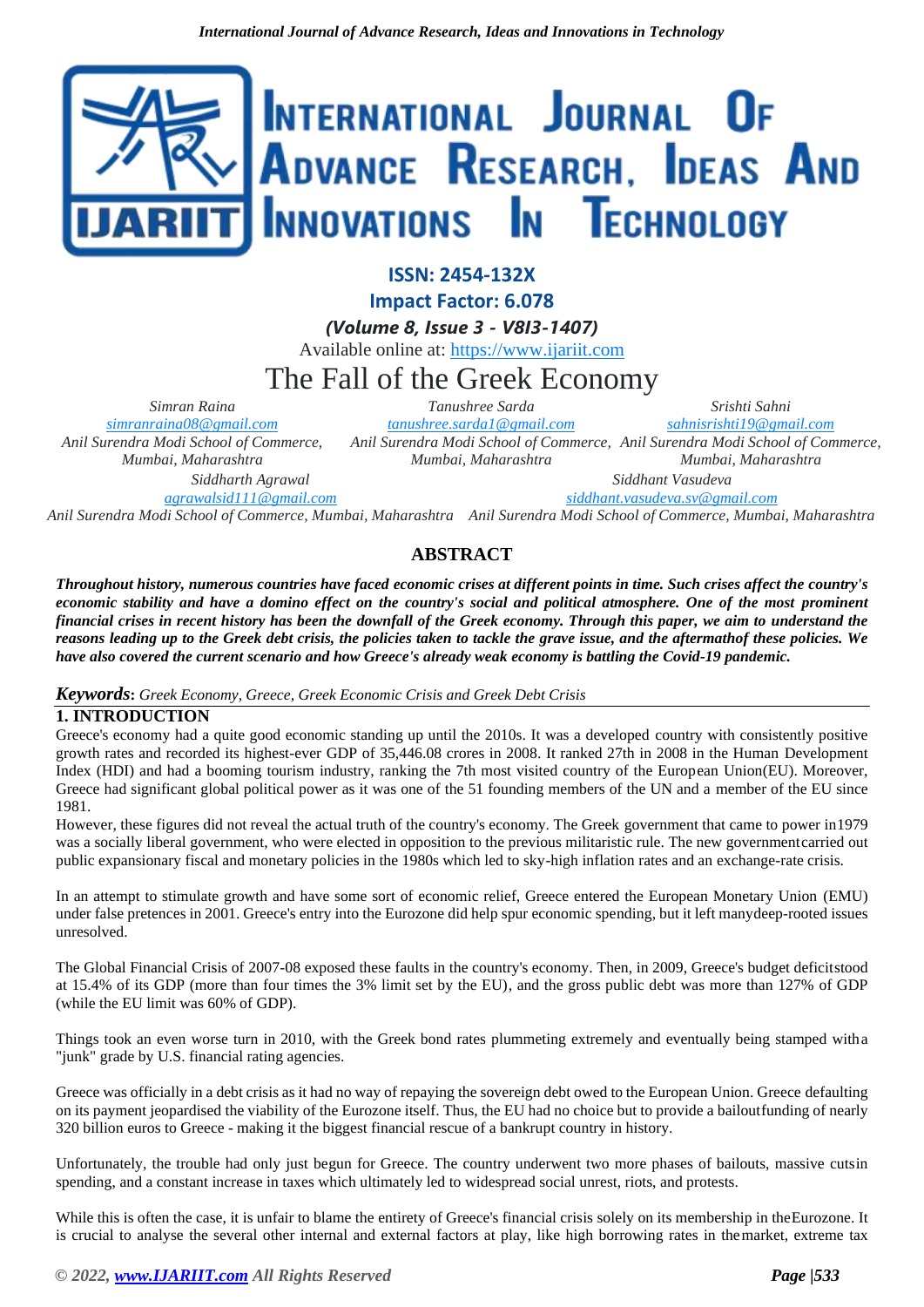**ISSN: 2454-132X**

**Impact Factor: 6.078**

***(Volume 8, Issue 3 - V8I3-1407)***

Available online at: https://www.ijariit.com

# The Fall of the Greek Economy

*Simran Raina*
*simranraina08@gmail.com*
*Anil Surendra Modi School of Commerce, Mumbai, Maharashtra*

*Tanushree Sarda*
*tanushree.sarda1@gmail.com*
*Anil Surendra Modi School of Commerce, Mumbai, Maharashtra*

*Srishti Sahni*
*sahnisrishti19@gmail.com*
*Anil Surendra Modi School of Commerce, Mumbai, Maharashtra*

*Siddharth Agrawal*
*agrawalsid111@gmail.com*
*Anil Surendra Modi School of Commerce, Mumbai, Maharashtra*

*Siddhant Vasudeva*
*siddhant.vasudeva.sv@gmail.com*
*Anil Surendra Modi School of Commerce, Mumbai, Maharashtra*

## ABSTRACT

***Throughout history, numerous countries have faced economic crises at different points in time. Such crises affect the country's economic stability and have a domino effect on the country's social and political atmosphere. One of the most prominent financial crises in recent history has been the downfall of the Greek economy. Through this paper, we aim to understand the reasons leading up to the Greek debt crisis, the policies taken to tackle the grave issue, and the aftermathof these policies. We have also covered the current scenario and how Greece's already weak economy is battling the Covid-19 pandemic.***

***Keywords****: Greek Economy, Greece, Greek Economic Crisis and Greek Debt Crisis*

## 1. INTRODUCTION

Greece's economy had a quite good economic standing up until the 2010s. It was a developed country with consistently positive growth rates and recorded its highest-ever GDP of 35,446.08 crores in 2008. It ranked 27th in 2008 in the Human Development Index (HDI) and had a booming tourism industry, ranking the 7th most visited country of the European Union(EU). Moreover, Greece had significant global political power as it was one of the 51 founding members of the UN and a member of the EU since 1981.

However, these figures did not reveal the actual truth of the country's economy. The Greek government that came to power in1979 was a socially liberal government, who were elected in opposition to the previous militaristic rule. The new governmentcarried out public expansionary fiscal and monetary policies in the 1980s which led to sky-high inflation rates and an exchange-rate crisis.

In an attempt to stimulate growth and have some sort of economic relief, Greece entered the European Monetary Union (EMU) under false pretences in 2001. Greece's entry into the Eurozone did help spur economic spending, but it left manydeep-rooted issues unresolved.

The Global Financial Crisis of 2007-08 exposed these faults in the country's economy. Then, in 2009, Greece's budget deficitstood at 15.4% of its GDP (more than four times the 3% limit set by the EU), and the gross public debt was more than 127% of GDP (while the EU limit was 60% of GDP).

Things took an even worse turn in 2010, with the Greek bond rates plummeting extremely and eventually being stamped witha "junk" grade by U.S. financial rating agencies.

Greece was officially in a debt crisis as it had no way of repaying the sovereign debt owed to the European Union. Greece defaulting on its payment jeopardised the viability of the Eurozone itself. Thus, the EU had no choice but to provide a bailoutfunding of nearly 320 billion euros to Greece - making it the biggest financial rescue of a bankrupt country in history.

Unfortunately, the trouble had only just begun for Greece. The country underwent two more phases of bailouts, massive cutsin spending, and a constant increase in taxes which ultimately led to widespread social unrest, riots, and protests.

While this is often the case, it is unfair to blame the entirety of Greece's financial crisis solely on its membership in theEurozone. It is crucial to analyse the several other internal and external factors at play, like high borrowing rates in themarket, extreme tax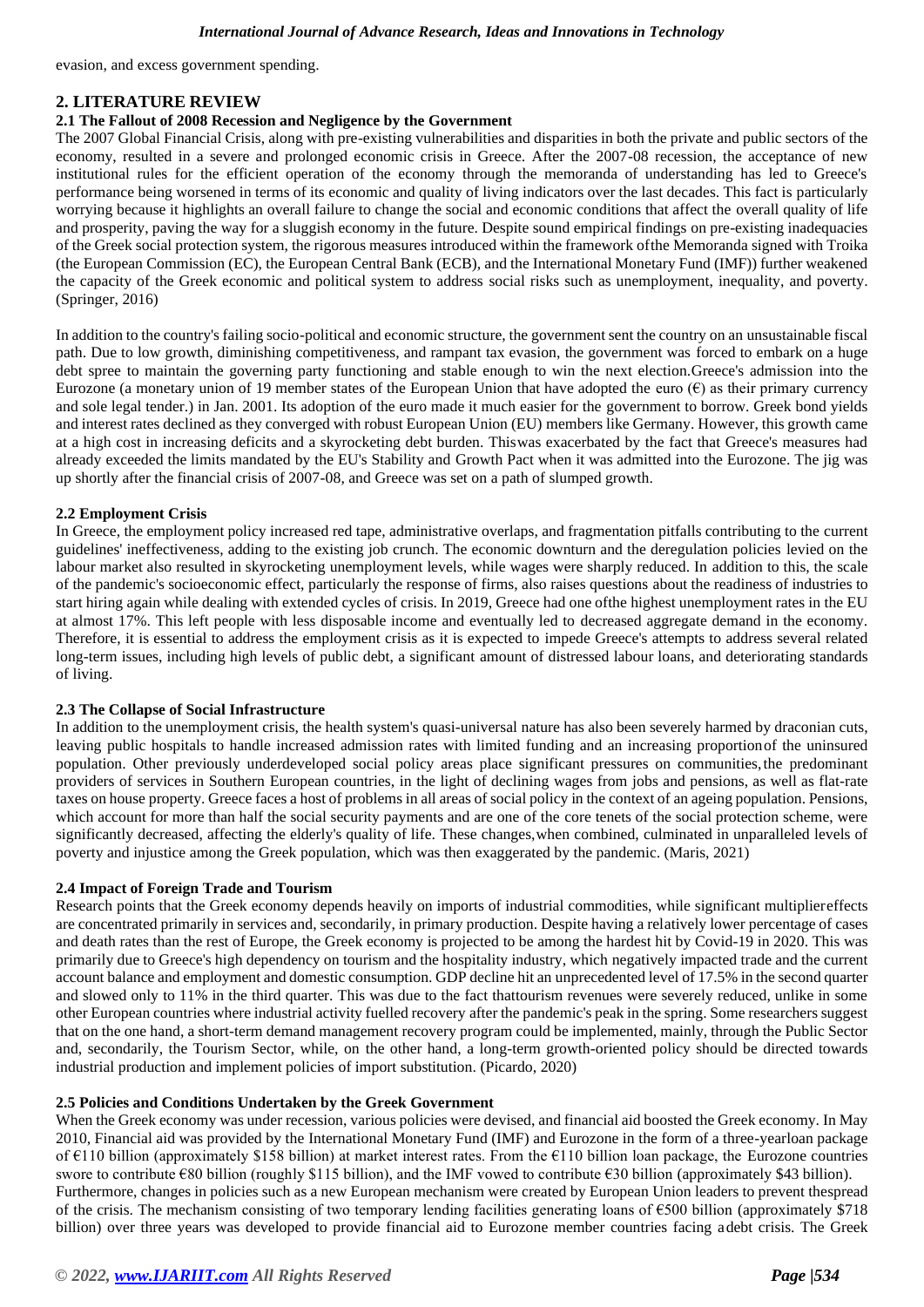evasion, and excess government spending.

## 2. LITERATURE REVIEW

### 2.1 The Fallout of 2008 Recession and Negligence by the Government

The 2007 Global Financial Crisis, along with pre-existing vulnerabilities and disparities in both the private and public sectors of the economy, resulted in a severe and prolonged economic crisis in Greece. After the 2007-08 recession, the acceptance of new institutional rules for the efficient operation of the economy through the memoranda of understanding has led to Greece's performance being worsened in terms of its economic and quality of living indicators over the last decades. This fact is particularly worrying because it highlights an overall failure to change the social and economic conditions that affect the overall quality of life and prosperity, paving the way for a sluggish economy in the future. Despite sound empirical findings on pre-existing inadequacies of the Greek social protection system, the rigorous measures introduced within the framework ofthe Memoranda signed with Troika (the European Commission (EC), the European Central Bank (ECB), and the International Monetary Fund (IMF)) further weakened the capacity of the Greek economic and political system to address social risks such as unemployment, inequality, and poverty. (Springer, 2016)

In addition to the country's failing socio-political and economic structure, the government sent the country on an unsustainable fiscal path. Due to low growth, diminishing competitiveness, and rampant tax evasion, the government was forced to embark on a huge debt spree to maintain the governing party functioning and stable enough to win the next election.Greece's admission into the Eurozone (a monetary union of 19 member states of the European Union that have adopted the euro (€) as their primary currency and sole legal tender.) in Jan. 2001. Its adoption of the euro made it much easier for the government to borrow. Greek bond yields and interest rates declined as they converged with robust European Union (EU) members like Germany. However, this growth came at a high cost in increasing deficits and a skyrocketing debt burden. Thiswas exacerbated by the fact that Greece's measures had already exceeded the limits mandated by the EU's Stability and Growth Pact when it was admitted into the Eurozone. The jig was up shortly after the financial crisis of 2007-08, and Greece was set on a path of slumped growth.

### 2.2 Employment Crisis

In Greece, the employment policy increased red tape, administrative overlaps, and fragmentation pitfalls contributing to the current guidelines' ineffectiveness, adding to the existing job crunch. The economic downturn and the deregulation policies levied on the labour market also resulted in skyrocketing unemployment levels, while wages were sharply reduced. In addition to this, the scale of the pandemic's socioeconomic effect, particularly the response of firms, also raises questions about the readiness of industries to start hiring again while dealing with extended cycles of crisis. In 2019, Greece had one ofthe highest unemployment rates in the EU at almost 17%. This left people with less disposable income and eventually led to decreased aggregate demand in the economy. Therefore, it is essential to address the employment crisis as it is expected to impede Greece's attempts to address several related long-term issues, including high levels of public debt, a significant amount of distressed labour loans, and deteriorating standards of living.

### 2.3 The Collapse of Social Infrastructure

In addition to the unemployment crisis, the health system's quasi-universal nature has also been severely harmed by draconian cuts, leaving public hospitals to handle increased admission rates with limited funding and an increasing proportionof the uninsured population. Other previously underdeveloped social policy areas place significant pressures on communities, the predominant providers of services in Southern European countries, in the light of declining wages from jobs and pensions, as well as flat-rate taxes on house property. Greece faces a host of problems in all areas of social policy in the context of an ageing population. Pensions, which account for more than half the social security payments and are one of the core tenets of the social protection scheme, were significantly decreased, affecting the elderly's quality of life. These changes,when combined, culminated in unparalleled levels of poverty and injustice among the Greek population, which was then exaggerated by the pandemic. (Maris, 2021)

### 2.4 Impact of Foreign Trade and Tourism

Research points that the Greek economy depends heavily on imports of industrial commodities, while significant multipliereffects are concentrated primarily in services and, secondarily, in primary production. Despite having a relatively lower percentage of cases and death rates than the rest of Europe, the Greek economy is projected to be among the hardest hit by Covid-19 in 2020. This was primarily due to Greece's high dependency on tourism and the hospitality industry, which negatively impacted trade and the current account balance and employment and domestic consumption. GDP decline hit an unprecedented level of 17.5% in the second quarter and slowed only to 11% in the third quarter. This was due to the fact thattourism revenues were severely reduced, unlike in some other European countries where industrial activity fuelled recovery after the pandemic's peak in the spring. Some researchers suggest that on the one hand, a short-term demand management recovery program could be implemented, mainly, through the Public Sector and, secondarily, the Tourism Sector, while, on the other hand, a long-term growth-oriented policy should be directed towards industrial production and implement policies of import substitution. (Picardo, 2020)

### 2.5 Policies and Conditions Undertaken by the Greek Government

When the Greek economy was under recession, various policies were devised, and financial aid boosted the Greek economy. In May 2010, Financial aid was provided by the International Monetary Fund (IMF) and Eurozone in the form of a three-yearloan package of €110 billion (approximately $158 billion) at market interest rates. From the €110 billion loan package, the Eurozone countries swore to contribute €80 billion (roughly $115 billion), and the IMF vowed to contribute €30 billion (approximately $43 billion).
Furthermore, changes in policies such as a new European mechanism were created by European Union leaders to prevent thespread of the crisis. The mechanism consisting of two temporary lending facilities generating loans of €500 billion (approximately $718 billion) over three years was developed to provide financial aid to Eurozone member countries facing adebt crisis. The Greek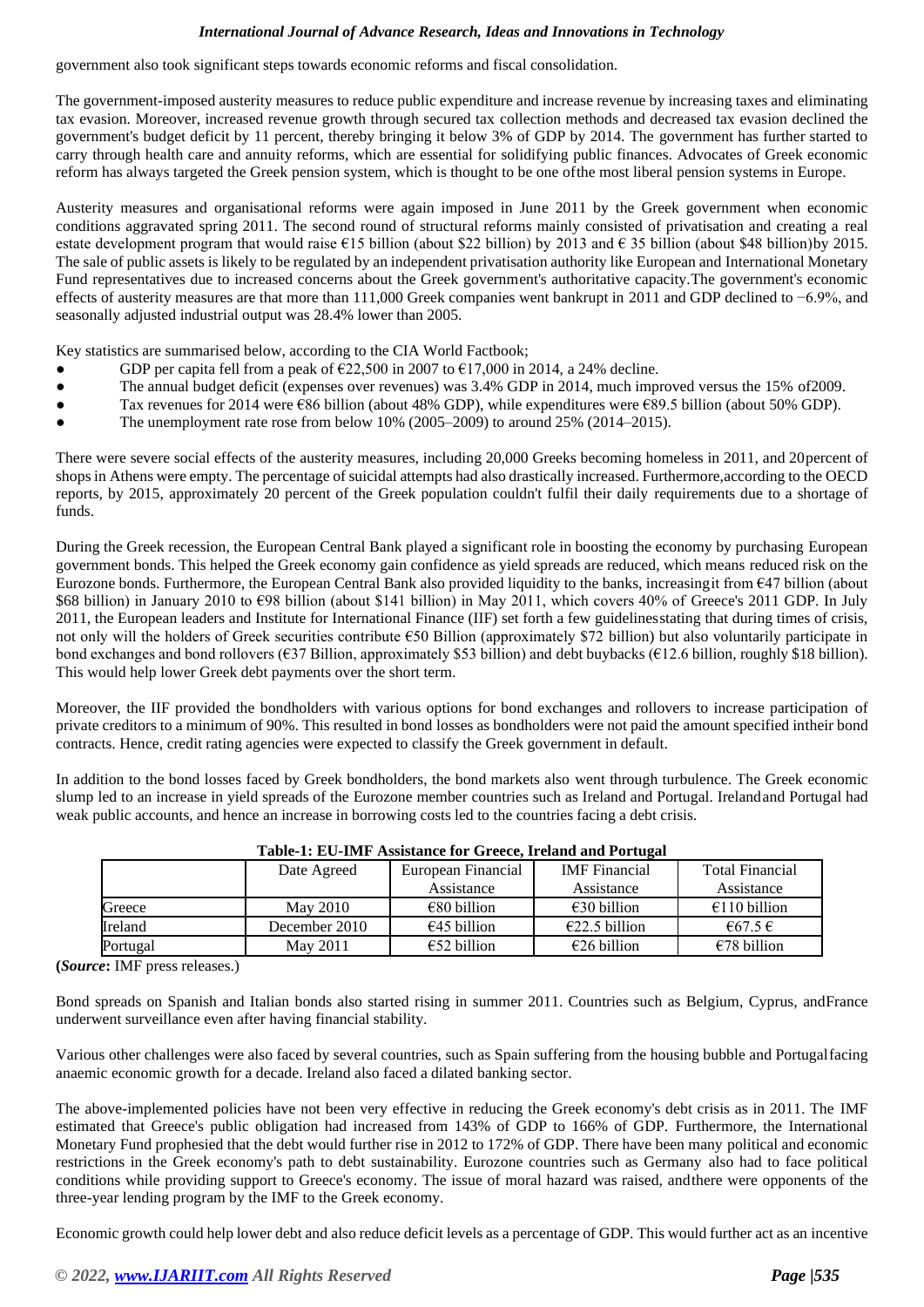government also took significant steps towards economic reforms and fiscal consolidation.

The government-imposed austerity measures to reduce public expenditure and increase revenue by increasing taxes and eliminating tax evasion. Moreover, increased revenue growth through secured tax collection methods and decreased tax evasion declined the government's budget deficit by 11 percent, thereby bringing it below 3% of GDP by 2014. The government has further started to carry through health care and annuity reforms, which are essential for solidifying public finances. Advocates of Greek economic reform has always targeted the Greek pension system, which is thought to be one ofthe most liberal pension systems in Europe.

Austerity measures and organisational reforms were again imposed in June 2011 by the Greek government when economic conditions aggravated spring 2011. The second round of structural reforms mainly consisted of privatisation and creating a real estate development program that would raise €15 billion (about $22 billion) by 2013 and € 35 billion (about $48 billion)by 2015. The sale of public assets is likely to be regulated by an independent privatisation authority like European and International Monetary Fund representatives due to increased concerns about the Greek government's authoritative capacity.The government's economic effects of austerity measures are that more than 111,000 Greek companies went bankrupt in 2011 and GDP declined to −6.9%, and seasonally adjusted industrial output was 28.4% lower than 2005.

Key statistics are summarised below, according to the CIA World Factbook;

- GDP per capita fell from a peak of €22,500 in 2007 to €17,000 in 2014, a 24% decline.
- The annual budget deficit (expenses over revenues) was 3.4% GDP in 2014, much improved versus the 15% of2009.
- Tax revenues for 2014 were €86 billion (about 48% GDP), while expenditures were €89.5 billion (about 50% GDP).
- The unemployment rate rose from below 10% (2005–2009) to around 25% (2014–2015).

There were severe social effects of the austerity measures, including 20,000 Greeks becoming homeless in 2011, and 20percent of shops in Athens were empty. The percentage of suicidal attempts had also drastically increased. Furthermore,according to the OECD reports, by 2015, approximately 20 percent of the Greek population couldn't fulfil their daily requirements due to a shortage of funds.

During the Greek recession, the European Central Bank played a significant role in boosting the economy by purchasing European government bonds. This helped the Greek economy gain confidence as yield spreads are reduced, which means reduced risk on the Eurozone bonds. Furthermore, the European Central Bank also provided liquidity to the banks, increasingit from €47 billion (about $68 billion) in January 2010 to €98 billion (about $141 billion) in May 2011, which covers 40% of Greece's 2011 GDP. In July 2011, the European leaders and Institute for International Finance (IIF) set forth a few guidelinesstating that during times of crisis, not only will the holders of Greek securities contribute €50 Billion (approximately $72 billion) but also voluntarily participate in bond exchanges and bond rollovers (€37 Billion, approximately $53 billion) and debt buybacks (€12.6 billion, roughly $18 billion). This would help lower Greek debt payments over the short term.

Moreover, the IIF provided the bondholders with various options for bond exchanges and rollovers to increase participation of private creditors to a minimum of 90%. This resulted in bond losses as bondholders were not paid the amount specified intheir bond contracts. Hence, credit rating agencies were expected to classify the Greek government in default.

In addition to the bond losses faced by Greek bondholders, the bond markets also went through turbulence. The Greek economic slump led to an increase in yield spreads of the Eurozone member countries such as Ireland and Portugal. Irelandand Portugal had weak public accounts, and hence an increase in borrowing costs led to the countries facing a debt crisis.

**Table-1: EU-IMF Assistance for Greece, Ireland and Portugal**

| | Date Agreed | European Financial Assistance | IMF Financial Assistance | Total Financial Assistance |
|---|---|---|---|---|
| Greece | May 2010 | €80 billion | €30 billion | €110 billion |
| Ireland | December 2010 | €45 billion | €22.5 billion | €67.5 € |
| Portugal | May 2011 | €52 billion | €26 billion | €78 billion |

**(*Source*:** IMF press releases.)

Bond spreads on Spanish and Italian bonds also started rising in summer 2011. Countries such as Belgium, Cyprus, andFrance underwent surveillance even after having financial stability.

Various other challenges were also faced by several countries, such as Spain suffering from the housing bubble and Portugalfacing anaemic economic growth for a decade. Ireland also faced a dilated banking sector.

The above-implemented policies have not been very effective in reducing the Greek economy's debt crisis as in 2011. The IMF estimated that Greece's public obligation had increased from 143% of GDP to 166% of GDP. Furthermore, the International Monetary Fund prophesied that the debt would further rise in 2012 to 172% of GDP. There have been many political and economic restrictions in the Greek economy's path to debt sustainability. Eurozone countries such as Germany also had to face political conditions while providing support to Greece's economy. The issue of moral hazard was raised, andthere were opponents of the three-year lending program by the IMF to the Greek economy.

Economic growth could help lower debt and also reduce deficit levels as a percentage of GDP. This would further act as an incentive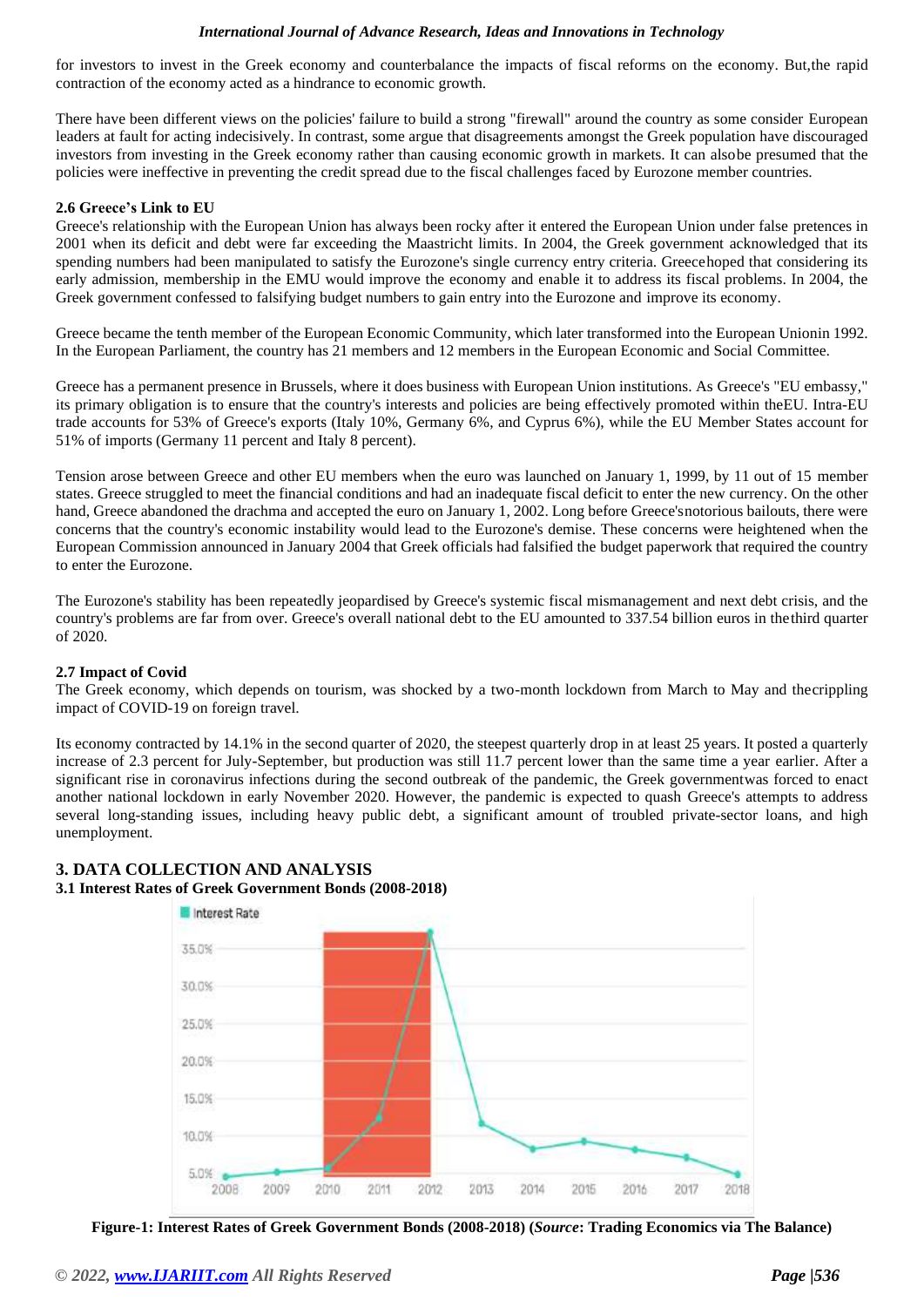for investors to invest in the Greek economy and counterbalance the impacts of fiscal reforms on the economy. But,the rapid contraction of the economy acted as a hindrance to economic growth.

There have been different views on the policies' failure to build a strong "firewall" around the country as some consider European leaders at fault for acting indecisively. In contrast, some argue that disagreements amongst the Greek population have discouraged investors from investing in the Greek economy rather than causing economic growth in markets. It can alsobe presumed that the policies were ineffective in preventing the credit spread due to the fiscal challenges faced by Eurozone member countries.

### 2.6 Greece's Link to EU

Greece's relationship with the European Union has always been rocky after it entered the European Union under false pretences in 2001 when its deficit and debt were far exceeding the Maastricht limits. In 2004, the Greek government acknowledged that its spending numbers had been manipulated to satisfy the Eurozone's single currency entry criteria. Greecehoped that considering its early admission, membership in the EMU would improve the economy and enable it to address its fiscal problems. In 2004, the Greek government confessed to falsifying budget numbers to gain entry into the Eurozone and improve its economy.

Greece became the tenth member of the European Economic Community, which later transformed into the European Unionin 1992. In the European Parliament, the country has 21 members and 12 members in the European Economic and Social Committee.

Greece has a permanent presence in Brussels, where it does business with European Union institutions. As Greece's "EU embassy," its primary obligation is to ensure that the country's interests and policies are being effectively promoted within theEU. Intra-EU trade accounts for 53% of Greece's exports (Italy 10%, Germany 6%, and Cyprus 6%), while the EU Member States account for 51% of imports (Germany 11 percent and Italy 8 percent).

Tension arose between Greece and other EU members when the euro was launched on January 1, 1999, by 11 out of 15 member states. Greece struggled to meet the financial conditions and had an inadequate fiscal deficit to enter the new currency. On the other hand, Greece abandoned the drachma and accepted the euro on January 1, 2002. Long before Greece'snotorious bailouts, there were concerns that the country's economic instability would lead to the Eurozone's demise. These concerns were heightened when the European Commission announced in January 2004 that Greek officials had falsified the budget paperwork that required the country to enter the Eurozone.

The Eurozone's stability has been repeatedly jeopardised by Greece's systemic fiscal mismanagement and next debt crisis, and the country's problems are far from over. Greece's overall national debt to the EU amounted to 337.54 billion euros in thethird quarter of 2020.

### 2.7 Impact of Covid

The Greek economy, which depends on tourism, was shocked by a two-month lockdown from March to May and thecrippling impact of COVID-19 on foreign travel.

Its economy contracted by 14.1% in the second quarter of 2020, the steepest quarterly drop in at least 25 years. It posted a quarterly increase of 2.3 percent for July-September, but production was still 11.7 percent lower than the same time a year earlier. After a significant rise in coronavirus infections during the second outbreak of the pandemic, the Greek governmentwas forced to enact another national lockdown in early November 2020. However, the pandemic is expected to quash Greece's attempts to address several long-standing issues, including heavy public debt, a significant amount of troubled private-sector loans, and high unemployment.

## 3. DATA COLLECTION AND ANALYSIS

### 3.1 Interest Rates of Greek Government Bonds (2008-2018)

**Figure-1: Interest Rates of Greek Government Bonds (2008-2018) (*Source*: Trading Economics via The Balance)**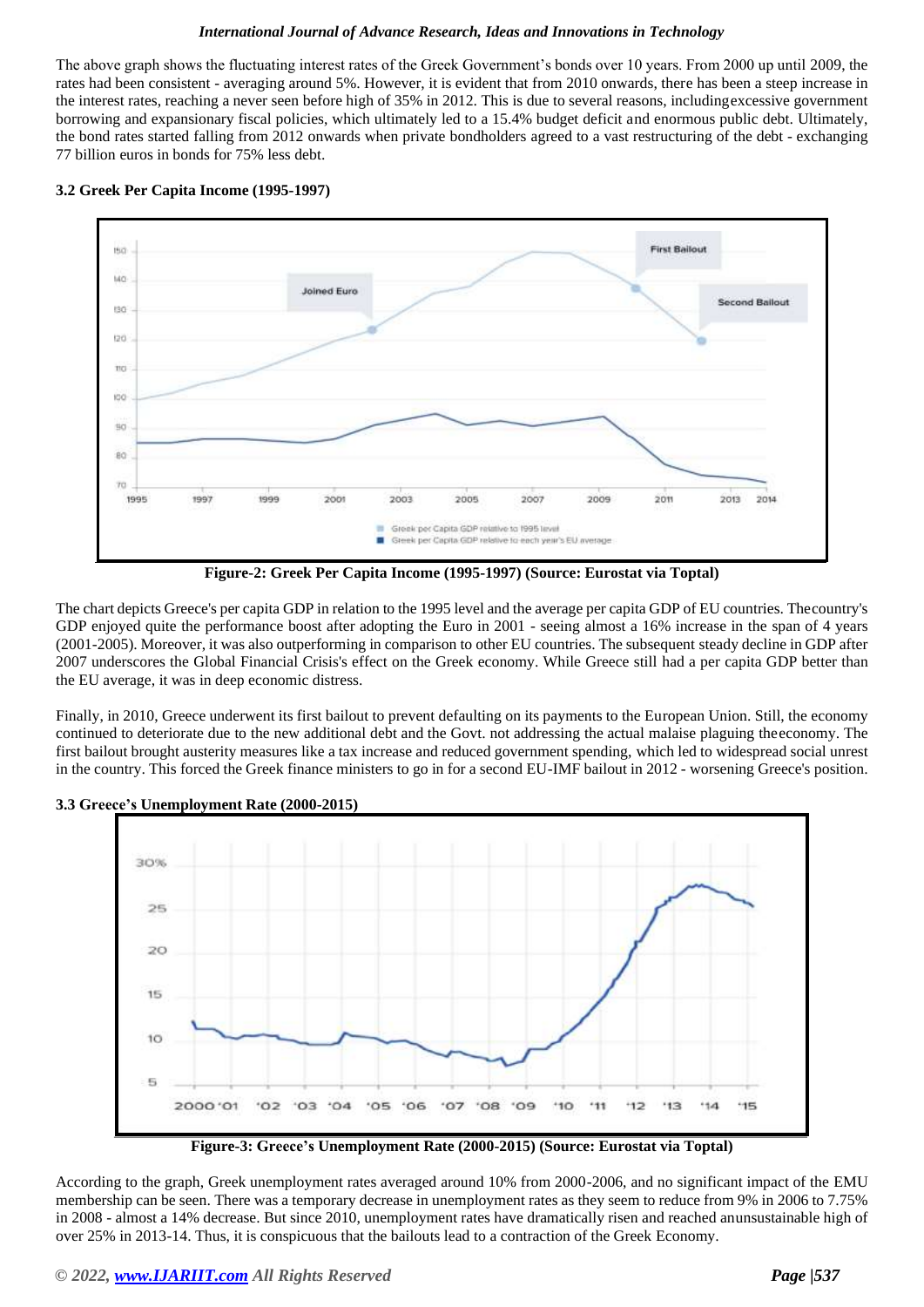The above graph shows the fluctuating interest rates of the Greek Government's bonds over 10 years. From 2000 up until 2009, the rates had been consistent - averaging around 5%. However, it is evident that from 2010 onwards, there has been a steep increase in the interest rates, reaching a never seen before high of 35% in 2012. This is due to several reasons, including excessive government borrowing and expansionary fiscal policies, which ultimately led to a 15.4% budget deficit and enormous public debt. Ultimately, the bond rates started falling from 2012 onwards when private bondholders agreed to a vast restructuring of the debt - exchanging 77 billion euros in bonds for 75% less debt.

### 3.2 Greek Per Capita Income (1995-1997)

**Figure-2: Greek Per Capita Income (1995-1997) (Source: Eurostat via Toptal)**

The chart depicts Greece's per capita GDP in relation to the 1995 level and the average per capita GDP of EU countries. The country's GDP enjoyed quite the performance boost after adopting the Euro in 2001 - seeing almost a 16% increase in the span of 4 years (2001-2005). Moreover, it was also outperforming in comparison to other EU countries. The subsequent steady decline in GDP after 2007 underscores the Global Financial Crisis's effect on the Greek economy. While Greece still had a per capita GDP better than the EU average, it was in deep economic distress.

Finally, in 2010, Greece underwent its first bailout to prevent defaulting on its payments to the European Union. Still, the economy continued to deteriorate due to the new additional debt and the Govt. not addressing the actual malaise plaguing the economy. The first bailout brought austerity measures like a tax increase and reduced government spending, which led to widespread social unrest in the country. This forced the Greek finance ministers to go in for a second EU-IMF bailout in 2012 - worsening Greece's position.

### 3.3 Greece's Unemployment Rate (2000-2015)

**Figure-3: Greece's Unemployment Rate (2000-2015) (Source: Eurostat via Toptal)**

According to the graph, Greek unemployment rates averaged around 10% from 2000-2006, and no significant impact of the EMU membership can be seen. There was a temporary decrease in unemployment rates as they seem to reduce from 9% in 2006 to 7.75% in 2008 - almost a 14% decrease. But since 2010, unemployment rates have dramatically risen and reached an unsustainable high of over 25% in 2013-14. Thus, it is conspicuous that the bailouts lead to a contraction of the Greek Economy.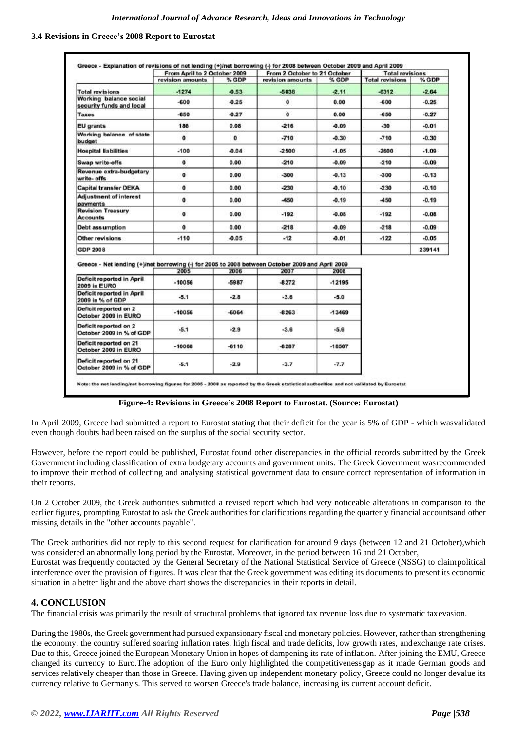### 3.4 Revisions in Greece's 2008 Report to Eurostat

Greece - Explanation of revisions of net lending (+)/net borrowing (-) for 2008 between October 2009 and April 2009

| | From April to 2 October 2009 | | From 2 October to 21 October | | Total revisions | |
|---|---|---|---|---|---|---|
| | revision amounts | % GDP | revision amounts | % GDP | Total revisions | % GDP |
| Total revisions | -1274 | -0.53 | -5038 | -2.11 | -6312 | -2.64 |
| Working balance social security funds and local | -600 | -0.25 | 0 | 0.00 | -600 | -0.25 |
| Taxes | -650 | -0.27 | 0 | 0.00 | -650 | -0.27 |
| EU grants | 186 | 0.08 | -216 | -0.09 | -30 | -0.01 |
| Working balance of state budget | 0 | 0 | -710 | -0.30 | -710 | -0.30 |
| Hospital liabilities | -100 | -0.04 | -2500 | -1.05 | -2600 | -1.09 |
| Swap write-offs | 0 | 0.00 | -210 | -0.09 | -210 | -0.09 |
| Revenue extra-budgetary write- offs | 0 | 0.00 | -300 | -0.13 | -300 | -0.13 |
| Capital transfer DEKA | 0 | 0.00 | -230 | -0.10 | -230 | -0.10 |
| Adjustment of interest payments | 0 | 0.00 | -450 | -0.19 | -450 | -0.19 |
| Revision Treasury Accounts | 0 | 0.00 | -192 | -0.08 | -192 | -0.08 |
| Debt assumption | 0 | 0.00 | -218 | -0.09 | -218 | -0.09 |
| Other revisions | -110 | -0.05 | -12 | -0.01 | -122 | -0.05 |
| GDP 2008 | | | | | | 239141 |

Greece - Net lending (+)/net borrowing (-) for 2005 to 2008 between October 2009 and April 2009

| | 2005 | 2006 | 2007 | 2008 |
|---|---|---|---|---|
| Deficit reported in April 2009 in EURO | -10056 | -5987 | -8272 | -12195 |
| Deficit reported in April 2009 in % of GDP | -5.1 | -2.8 | -3.6 | -5.0 |
| Deficit reported on 2 October 2009 in EURO | -10056 | -6064 | -8263 | -13469 |
| Deficit reported on 2 October 2009 in % of GDP | -5.1 | -2.9 | -3.6 | -5.6 |
| Deficit reported on 21 October 2009 in EURO | -10068 | -6110 | -8287 | -18507 |
| Deficit reported on 21 October 2009 in % of GDP | -5.1 | -2.9 | -3.7 | -7.7 |

Note: the net lending/net borrowing figures for 2005 - 2008 as reported by the Greek statistical authorities and not validated by Eurostat

**Figure-4: Revisions in Greece's 2008 Report to Eurostat. (Source: Eurostat)**

In April 2009, Greece had submitted a report to Eurostat stating that their deficit for the year is 5% of GDP - which wasvalidated even though doubts had been raised on the surplus of the social security sector.

However, before the report could be published, Eurostat found other discrepancies in the official records submitted by the Greek Government including classification of extra budgetary accounts and government units. The Greek Government wasrecommended to improve their method of collecting and analysing statistical government data to ensure correct representation of information in their reports.

On 2 October 2009, the Greek authorities submitted a revised report which had very noticeable alterations in comparison to the earlier figures, prompting Eurostat to ask the Greek authorities for clarifications regarding the quarterly financial accountsand other missing details in the "other accounts payable".

The Greek authorities did not reply to this second request for clarification for around 9 days (between 12 and 21 October),which was considered an abnormally long period by the Eurostat. Moreover, in the period between 16 and 21 October,
Eurostat was frequently contacted by the General Secretary of the National Statistical Service of Greece (NSSG) to claimpolitical interference over the provision of figures. It was clear that the Greek government was editing its documents to present its economic situation in a better light and the above chart shows the discrepancies in their reports in detail.

## 4. CONCLUSION

The financial crisis was primarily the result of structural problems that ignored tax revenue loss due to systematic taxevasion.

During the 1980s, the Greek government had pursued expansionary fiscal and monetary policies. However, rather than strengthening the economy, the country suffered soaring inflation rates, high fiscal and trade deficits, low growth rates, andexchange rate crises. Due to this, Greece joined the European Monetary Union in hopes of dampening its rate of inflation. After joining the EMU, Greece changed its currency to Euro.The adoption of the Euro only highlighted the competitivenessgap as it made German goods and services relatively cheaper than those in Greece. Having given up independent monetary policy, Greece could no longer devalue its currency relative to Germany's. This served to worsen Greece's trade balance, increasing its current account deficit.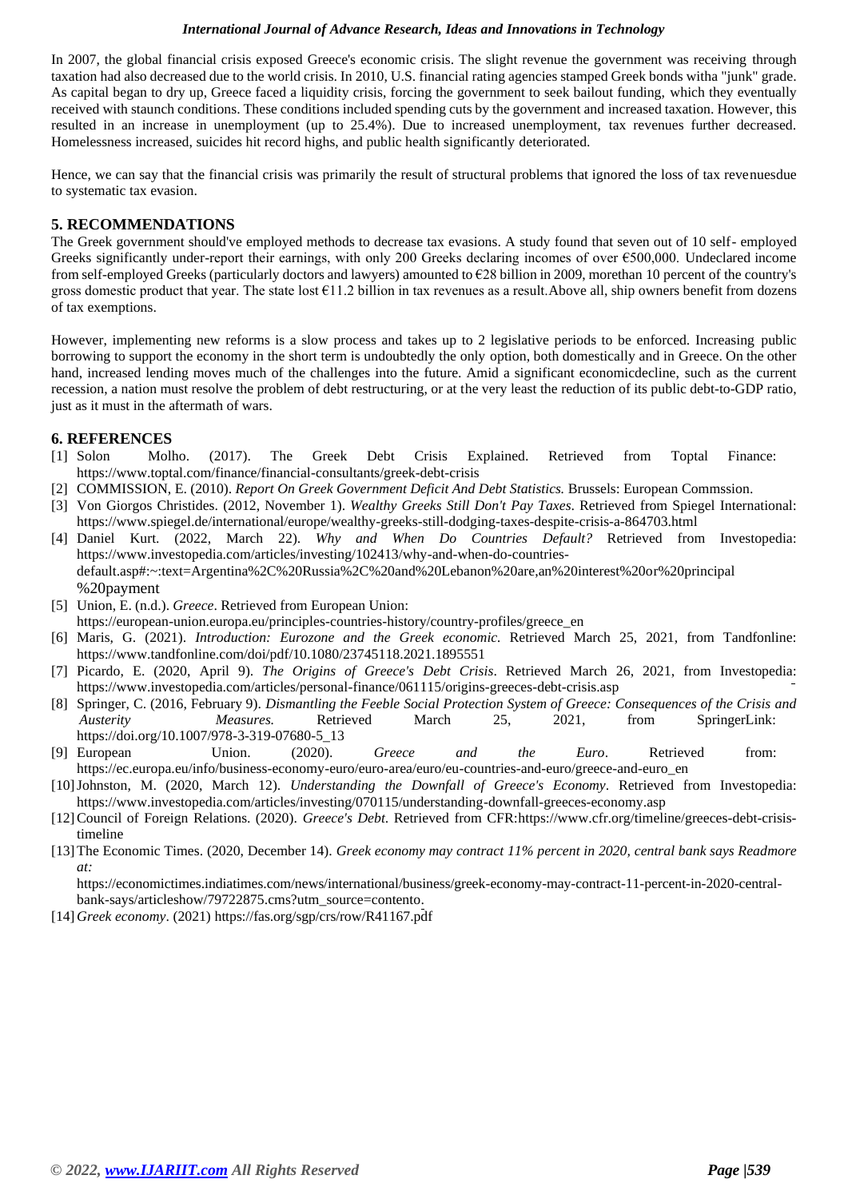In 2007, the global financial crisis exposed Greece's economic crisis. The slight revenue the government was receiving through taxation had also decreased due to the world crisis. In 2010, U.S. financial rating agencies stamped Greek bonds witha "junk" grade. As capital began to dry up, Greece faced a liquidity crisis, forcing the government to seek bailout funding, which they eventually received with staunch conditions. These conditions included spending cuts by the government and increased taxation. However, this resulted in an increase in unemployment (up to 25.4%). Due to increased unemployment, tax revenues further decreased. Homelessness increased, suicides hit record highs, and public health significantly deteriorated.

Hence, we can say that the financial crisis was primarily the result of structural problems that ignored the loss of tax revenuesdue to systematic tax evasion.

## 5. RECOMMENDATIONS

The Greek government should've employed methods to decrease tax evasions. A study found that seven out of 10 self- employed Greeks significantly under-report their earnings, with only 200 Greeks declaring incomes of over €500,000. Undeclared income from self-employed Greeks (particularly doctors and lawyers) amounted to €28 billion in 2009, morethan 10 percent of the country's gross domestic product that year. The state lost €11.2 billion in tax revenues as a result.Above all, ship owners benefit from dozens of tax exemptions.

However, implementing new reforms is a slow process and takes up to 2 legislative periods to be enforced. Increasing public borrowing to support the economy in the short term is undoubtedly the only option, both domestically and in Greece. On the other hand, increased lending moves much of the challenges into the future. Amid a significant economicdecline, such as the current recession, a nation must resolve the problem of debt restructuring, or at the very least the reduction of its public debt-to-GDP ratio, just as it must in the aftermath of wars.

## 6. REFERENCES

[1] Solon Molho. (2017). The Greek Debt Crisis Explained. Retrieved from Toptal Finance: https://www.toptal.com/finance/financial-consultants/greek-debt-crisis

[2] COMMISSION, E. (2010). *Report On Greek Government Deficit And Debt Statistics.* Brussels: European Commssion.

[3] Von Giorgos Christides. (2012, November 1). *Wealthy Greeks Still Don't Pay Taxes*. Retrieved from Spiegel International: https://www.spiegel.de/international/europe/wealthy-greeks-still-dodging-taxes-despite-crisis-a-864703.html

[4] Daniel Kurt. (2022, March 22). *Why and When Do Countries Default?* Retrieved from Investopedia: https://www.investopedia.com/articles/investing/102413/why-and-when-do-countries-default.asp#:~:text=Argentina%2C%20Russia%2C%20and%20Lebanon%20are,an%20interest%20or%20principal %20payment

[5] Union, E. (n.d.). *Greece*. Retrieved from European Union: https://european-union.europa.eu/principles-countries-history/country-profiles/greece_en

[6] Maris, G. (2021). *Introduction: Eurozone and the Greek economic*. Retrieved March 25, 2021, from Tandfonline: https://www.tandfonline.com/doi/pdf/10.1080/23745118.2021.1895551

[7] Picardo, E. (2020, April 9). *The Origins of Greece's Debt Crisis*. Retrieved March 26, 2021, from Investopedia: https://www.investopedia.com/articles/personal-finance/061115/origins-greeces-debt-crisis.asp

[8] Springer, C. (2016, February 9). *Dismantling the Feeble Social Protection System of Greece: Consequences of the Crisis and Austerity Measures.* Retrieved March 25, 2021, from SpringerLink: https://doi.org/10.1007/978-3-319-07680-5_13

[9] European Union. (2020). *Greece and the Euro*. Retrieved from: https://ec.europa.eu/info/business-economy-euro/euro-area/euro/eu-countries-and-euro/greece-and-euro_en

[10] Johnston, M. (2020, March 12). *Understanding the Downfall of Greece's Economy*. Retrieved from Investopedia: https://www.investopedia.com/articles/investing/070115/understanding-downfall-greeces-economy.asp

[12] Council of Foreign Relations. (2020). *Greece's Debt*. Retrieved from CFR:https://www.cfr.org/timeline/greeces-debt-crisis-timeline

[13] The Economic Times. (2020, December 14). *Greek economy may contract 11% percent in 2020, central bank says Readmore at:* https://economictimes.indiatimes.com/news/international/business/greek-economy-may-contract-11-percent-in-2020-central-bank-says/articleshow/79722875.cms?utm_source=contento.

[14] *Greek economy*. (2021) https://fas.org/sgp/crs/row/R41167.pdf